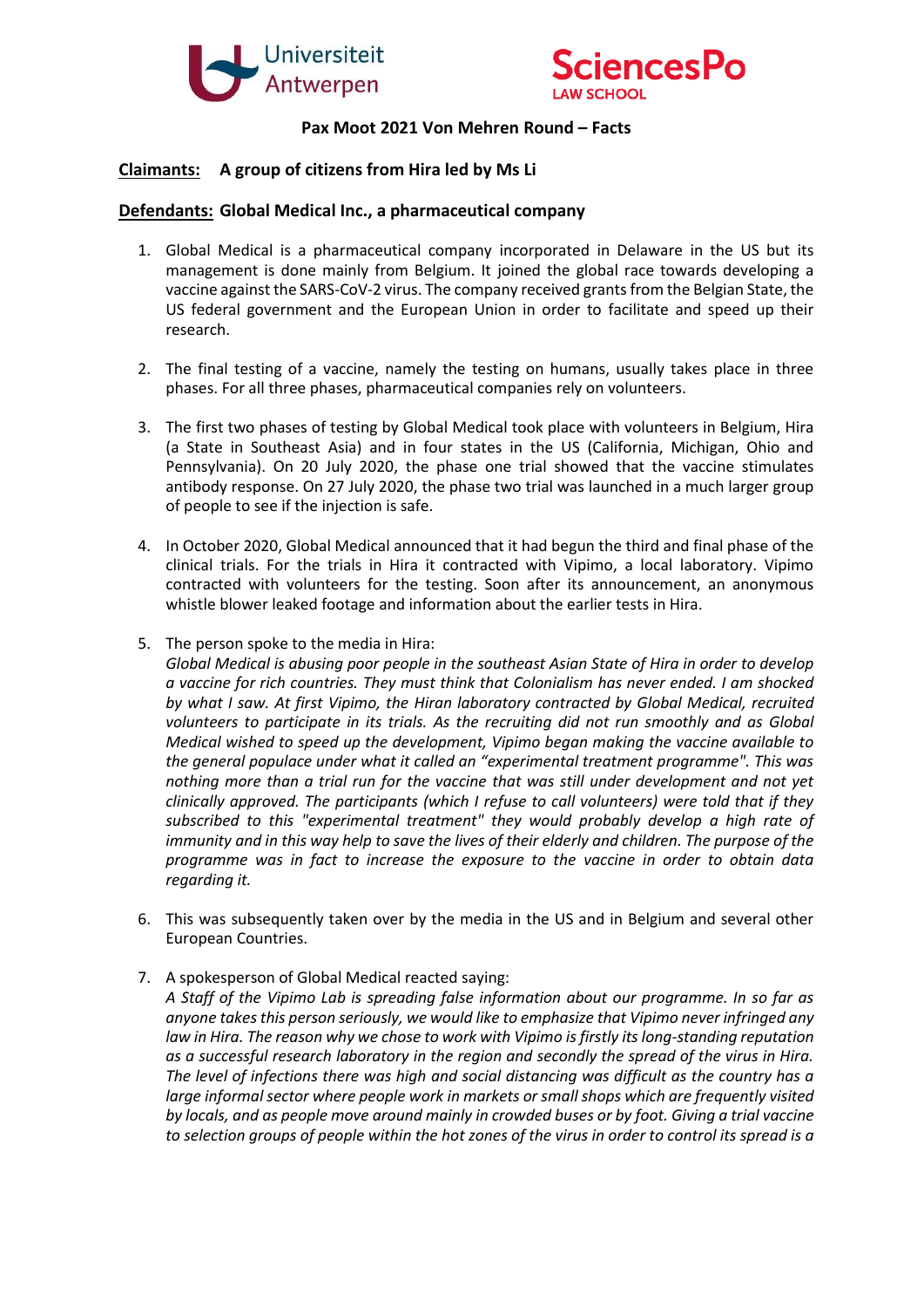**Pax Moot 2021 Von Mehren Round – Facts**

**Claimants:** **A group of citizens from Hira led by Ms Li**

**Defendants:** **Global Medical Inc., a pharmaceutical company**

1. Global Medical is a pharmaceutical company incorporated in Delaware in the US but its management is done mainly from Belgium. It joined the global race towards developing a vaccine against the SARS-CoV-2 virus. The company received grants from the Belgian State, the US federal government and the European Union in order to facilitate and speed up their research.

2. The final testing of a vaccine, namely the testing on humans, usually takes place in three phases. For all three phases, pharmaceutical companies rely on volunteers.

3. The first two phases of testing by Global Medical took place with volunteers in Belgium, Hira (a State in Southeast Asia) and in four states in the US (California, Michigan, Ohio and Pennsylvania). On 20 July 2020, the phase one trial showed that the vaccine stimulates antibody response. On 27 July 2020, the phase two trial was launched in a much larger group of people to see if the injection is safe.

4. In October 2020, Global Medical announced that it had begun the third and final phase of the clinical trials. For the trials in Hira it contracted with Vipimo, a local laboratory. Vipimo contracted with volunteers for the testing. Soon after its announcement, an anonymous whistle blower leaked footage and information about the earlier tests in Hira.

5. The person spoke to the media in Hira:
   *Global Medical is abusing poor people in the southeast Asian State of Hira in order to develop a vaccine for rich countries. They must think that Colonialism has never ended. I am shocked by what I saw. At first Vipimo, the Hiran laboratory contracted by Global Medical, recruited volunteers to participate in its trials. As the recruiting did not run smoothly and as Global Medical wished to speed up the development, Vipimo began making the vaccine available to the general populace under what it called an "experimental treatment programme". This was nothing more than a trial run for the vaccine that was still under development and not yet clinically approved. The participants (which I refuse to call volunteers) were told that if they subscribed to this "experimental treatment" they would probably develop a high rate of immunity and in this way help to save the lives of their elderly and children. The purpose of the programme was in fact to increase the exposure to the vaccine in order to obtain data regarding it.*

6. This was subsequently taken over by the media in the US and in Belgium and several other European Countries.

7. A spokesperson of Global Medical reacted saying:
   *A Staff of the Vipimo Lab is spreading false information about our programme. In so far as anyone takes this person seriously, we would like to emphasize that Vipimo never infringed any law in Hira. The reason why we chose to work with Vipimo is firstly its long-standing reputation as a successful research laboratory in the region and secondly the spread of the virus in Hira. The level of infections there was high and social distancing was difficult as the country has a large informal sector where people work in markets or small shops which are frequently visited by locals, and as people move around mainly in crowded buses or by foot. Giving a trial vaccine to selection groups of people within the hot zones of the virus in order to control its spread is a*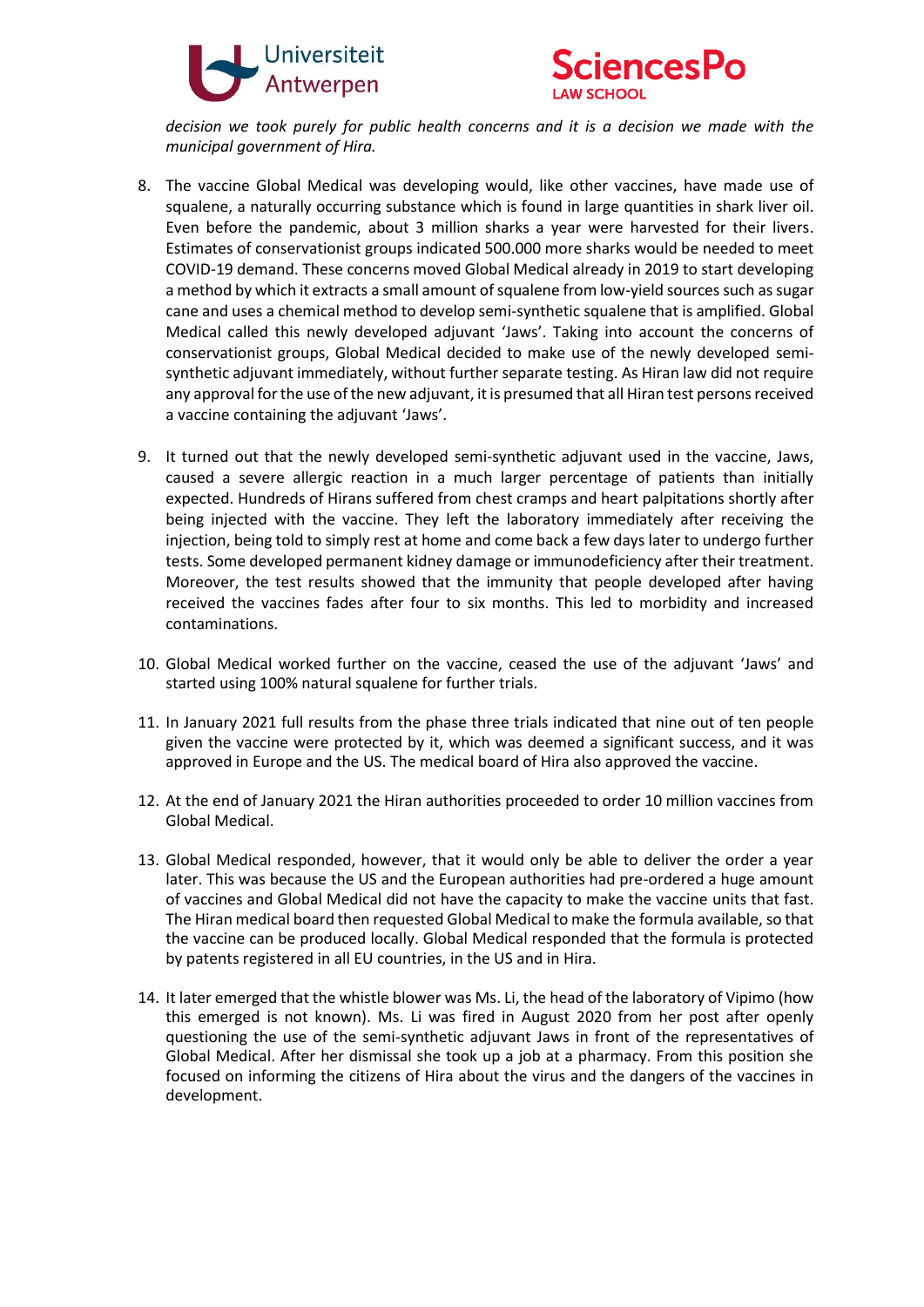*decision we took purely for public health concerns and it is a decision we made with the municipal government of Hira.*

8. The vaccine Global Medical was developing would, like other vaccines, have made use of squalene, a naturally occurring substance which is found in large quantities in shark liver oil. Even before the pandemic, about 3 million sharks a year were harvested for their livers. Estimates of conservationist groups indicated 500.000 more sharks would be needed to meet COVID-19 demand. These concerns moved Global Medical already in 2019 to start developing a method by which it extracts a small amount of squalene from low-yield sources such as sugar cane and uses a chemical method to develop semi-synthetic squalene that is amplified. Global Medical called this newly developed adjuvant 'Jaws'. Taking into account the concerns of conservationist groups, Global Medical decided to make use of the newly developed semi-synthetic adjuvant immediately, without further separate testing. As Hiran law did not require any approval for the use of the new adjuvant, it is presumed that all Hiran test persons received a vaccine containing the adjuvant 'Jaws'.

9. It turned out that the newly developed semi-synthetic adjuvant used in the vaccine, Jaws, caused a severe allergic reaction in a much larger percentage of patients than initially expected. Hundreds of Hirans suffered from chest cramps and heart palpitations shortly after being injected with the vaccine. They left the laboratory immediately after receiving the injection, being told to simply rest at home and come back a few days later to undergo further tests. Some developed permanent kidney damage or immunodeficiency after their treatment. Moreover, the test results showed that the immunity that people developed after having received the vaccines fades after four to six months. This led to morbidity and increased contaminations.

10. Global Medical worked further on the vaccine, ceased the use of the adjuvant 'Jaws' and started using 100% natural squalene for further trials.

11. In January 2021 full results from the phase three trials indicated that nine out of ten people given the vaccine were protected by it, which was deemed a significant success, and it was approved in Europe and the US. The medical board of Hira also approved the vaccine.

12. At the end of January 2021 the Hiran authorities proceeded to order 10 million vaccines from Global Medical.

13. Global Medical responded, however, that it would only be able to deliver the order a year later. This was because the US and the European authorities had pre-ordered a huge amount of vaccines and Global Medical did not have the capacity to make the vaccine units that fast. The Hiran medical board then requested Global Medical to make the formula available, so that the vaccine can be produced locally. Global Medical responded that the formula is protected by patents registered in all EU countries, in the US and in Hira.

14. It later emerged that the whistle blower was Ms. Li, the head of the laboratory of Vipimo (how this emerged is not known). Ms. Li was fired in August 2020 from her post after openly questioning the use of the semi-synthetic adjuvant Jaws in front of the representatives of Global Medical. After her dismissal she took up a job at a pharmacy. From this position she focused on informing the citizens of Hira about the virus and the dangers of the vaccines in development.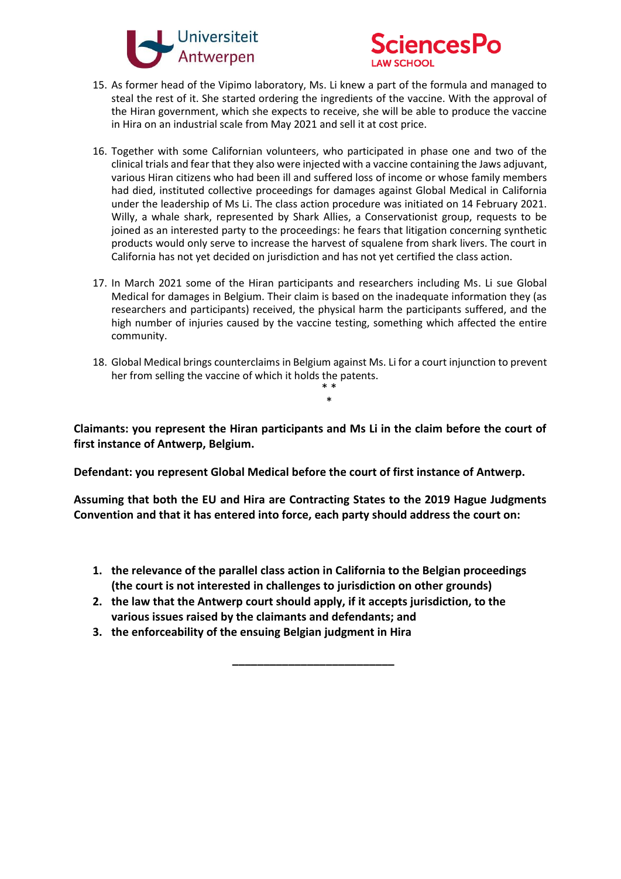15. As former head of the Vipimo laboratory, Ms. Li knew a part of the formula and managed to steal the rest of it. She started ordering the ingredients of the vaccine. With the approval of the Hiran government, which she expects to receive, she will be able to produce the vaccine in Hira on an industrial scale from May 2021 and sell it at cost price.

16. Together with some Californian volunteers, who participated in phase one and two of the clinical trials and fear that they also were injected with a vaccine containing the Jaws adjuvant, various Hiran citizens who had been ill and suffered loss of income or whose family members had died, instituted collective proceedings for damages against Global Medical in California under the leadership of Ms Li. The class action procedure was initiated on 14 February 2021. Willy, a whale shark, represented by Shark Allies, a Conservationist group, requests to be joined as an interested party to the proceedings: he fears that litigation concerning synthetic products would only serve to increase the harvest of squalene from shark livers. The court in California has not yet decided on jurisdiction and has not yet certified the class action.

17. In March 2021 some of the Hiran participants and researchers including Ms. Li sue Global Medical for damages in Belgium. Their claim is based on the inadequate information they (as researchers and participants) received, the physical harm the participants suffered, and the high number of injuries caused by the vaccine testing, something which affected the entire community.

18. Global Medical brings counterclaims in Belgium against Ms. Li for a court injunction to prevent her from selling the vaccine of which it holds the patents.

\* \*
\*

**Claimants: you represent the Hiran participants and Ms Li in the claim before the court of first instance of Antwerp, Belgium.**

**Defendant: you represent Global Medical before the court of first instance of Antwerp.**

**Assuming that both the EU and Hira are Contracting States to the 2019 Hague Judgments Convention and that it has entered into force, each party should address the court on:**

1. **the relevance of the parallel class action in California to the Belgian proceedings (the court is not interested in challenges to jurisdiction on other grounds)**
2. **the law that the Antwerp court should apply, if it accepts jurisdiction, to the various issues raised by the claimants and defendants; and**
3. **the enforceability of the ensuing Belgian judgment in Hira**

\_\_\_\_\_\_\_\_\_\_\_\_\_\_\_\_\_\_\_\_\_\_\_\_\_\_